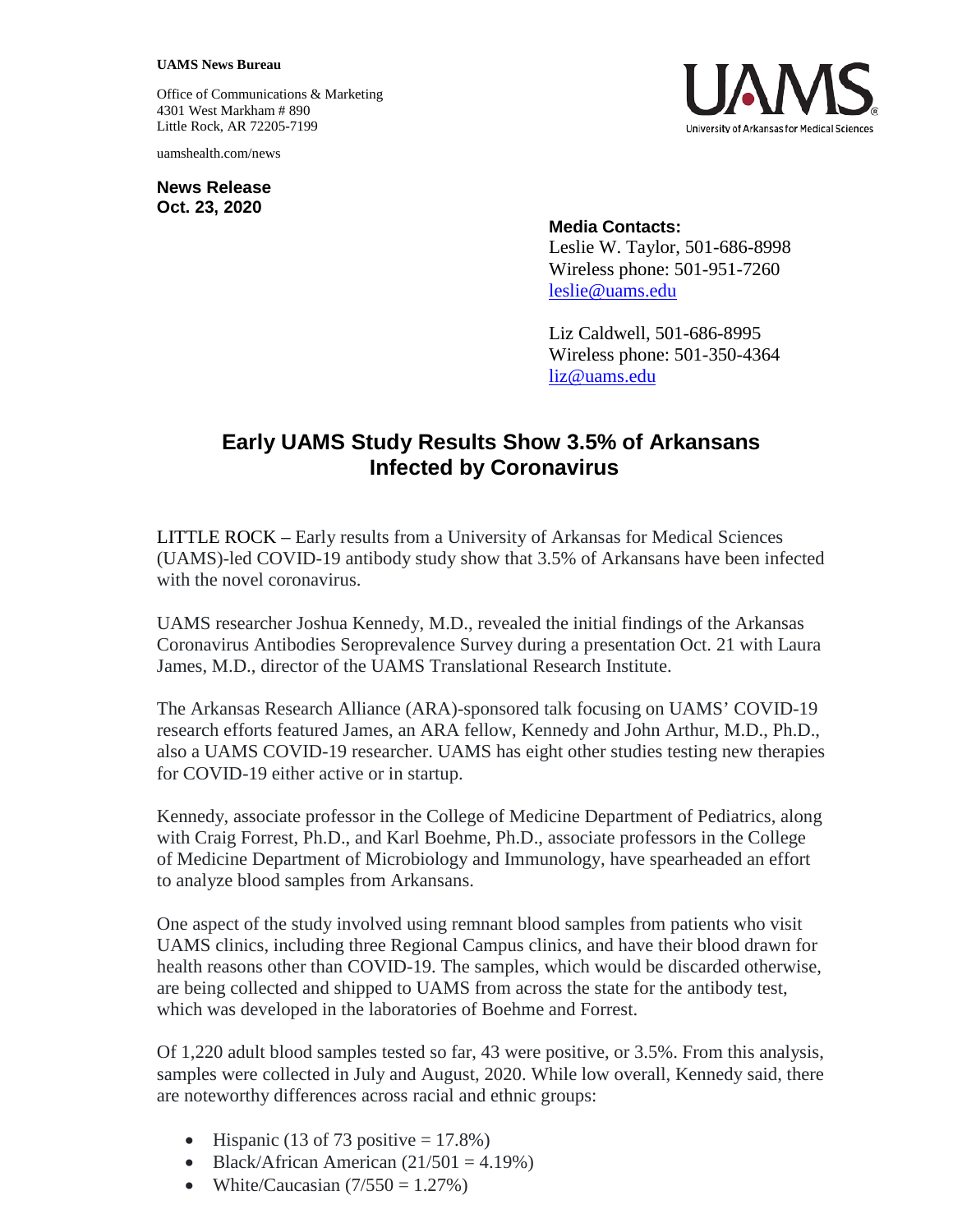**UAMS News Bureau**

Office of Communications & Marketing
4301 West Markham # 890
Little Rock, AR 72205-7199

uamshealth.com/news

**News Release**
**Oct. 23, 2020**

**Media Contacts:**
Leslie W. Taylor, 501-686-8998
Wireless phone: 501-951-7260
leslie@uams.edu

Liz Caldwell, 501-686-8995
Wireless phone: 501-350-4364
liz@uams.edu

# Early UAMS Study Results Show 3.5% of Arkansans Infected by Coronavirus

LITTLE ROCK – Early results from a University of Arkansas for Medical Sciences (UAMS)-led COVID-19 antibody study show that 3.5% of Arkansans have been infected with the novel coronavirus.

UAMS researcher Joshua Kennedy, M.D., revealed the initial findings of the Arkansas Coronavirus Antibodies Seroprevalence Survey during a presentation Oct. 21 with Laura James, M.D., director of the UAMS Translational Research Institute.

The Arkansas Research Alliance (ARA)-sponsored talk focusing on UAMS' COVID-19 research efforts featured James, an ARA fellow, Kennedy and John Arthur, M.D., Ph.D., also a UAMS COVID-19 researcher. UAMS has eight other studies testing new therapies for COVID-19 either active or in startup.

Kennedy, associate professor in the College of Medicine Department of Pediatrics, along with Craig Forrest, Ph.D., and Karl Boehme, Ph.D., associate professors in the College of Medicine Department of Microbiology and Immunology, have spearheaded an effort to analyze blood samples from Arkansans.

One aspect of the study involved using remnant blood samples from patients who visit UAMS clinics, including three Regional Campus clinics, and have their blood drawn for health reasons other than COVID-19. The samples, which would be discarded otherwise, are being collected and shipped to UAMS from across the state for the antibody test, which was developed in the laboratories of Boehme and Forrest.

Of 1,220 adult blood samples tested so far, 43 were positive, or 3.5%. From this analysis, samples were collected in July and August, 2020. While low overall, Kennedy said, there are noteworthy differences across racial and ethnic groups:

- Hispanic (13 of 73 positive = 17.8%)
- Black/African American (21/501 = 4.19%)
- White/Caucasian (7/550 = 1.27%)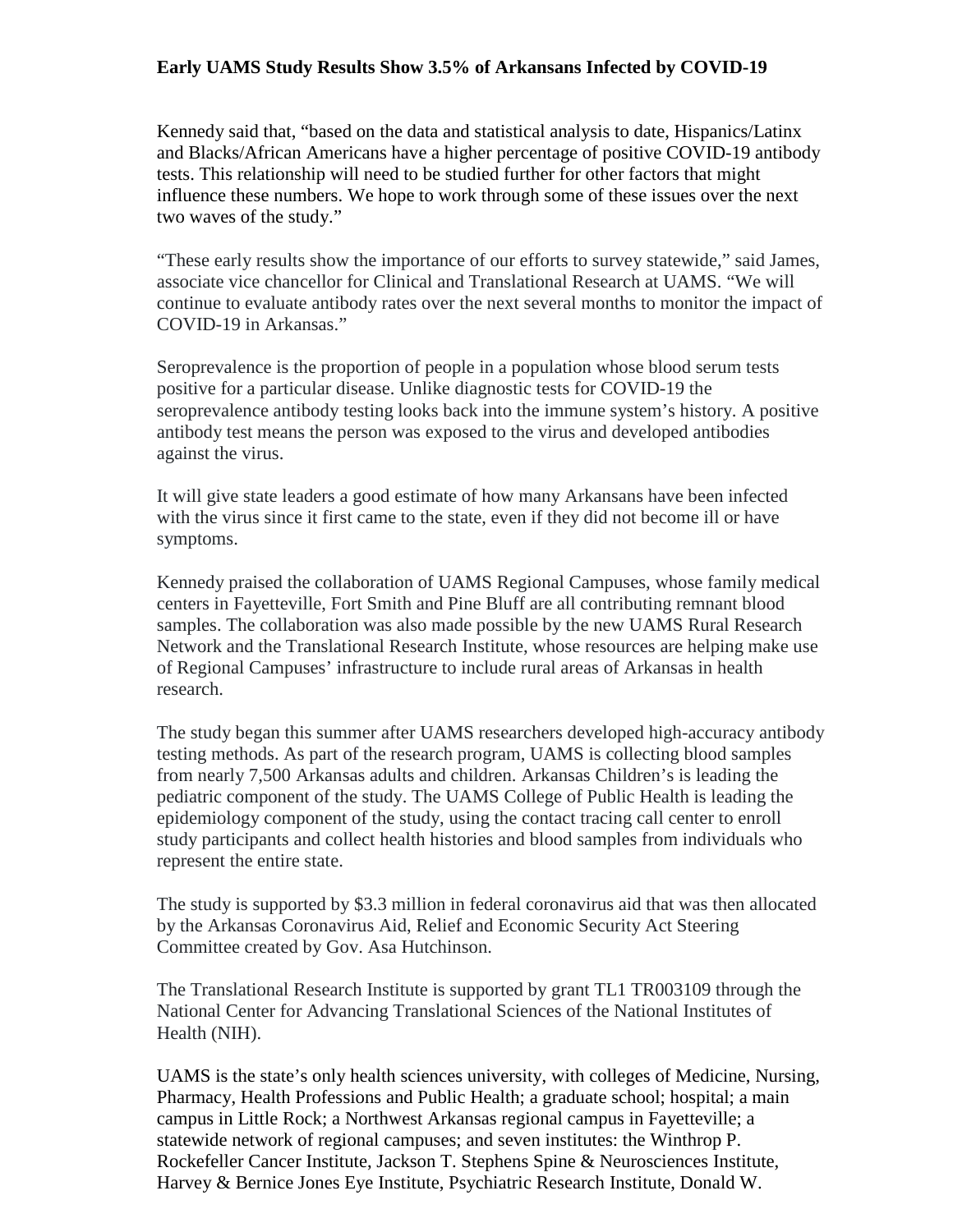**Early UAMS Study Results Show 3.5% of Arkansans Infected by COVID-19**

Kennedy said that, "based on the data and statistical analysis to date, Hispanics/Latinx and Blacks/African Americans have a higher percentage of positive COVID-19 antibody tests. This relationship will need to be studied further for other factors that might influence these numbers. We hope to work through some of these issues over the next two waves of the study."

"These early results show the importance of our efforts to survey statewide," said James, associate vice chancellor for Clinical and Translational Research at UAMS. "We will continue to evaluate antibody rates over the next several months to monitor the impact of COVID-19 in Arkansas."

Seroprevalence is the proportion of people in a population whose blood serum tests positive for a particular disease. Unlike diagnostic tests for COVID-19 the seroprevalence antibody testing looks back into the immune system's history. A positive antibody test means the person was exposed to the virus and developed antibodies against the virus.

It will give state leaders a good estimate of how many Arkansans have been infected with the virus since it first came to the state, even if they did not become ill or have symptoms.

Kennedy praised the collaboration of UAMS Regional Campuses, whose family medical centers in Fayetteville, Fort Smith and Pine Bluff are all contributing remnant blood samples. The collaboration was also made possible by the new UAMS Rural Research Network and the Translational Research Institute, whose resources are helping make use of Regional Campuses' infrastructure to include rural areas of Arkansas in health research.

The study began this summer after UAMS researchers developed high-accuracy antibody testing methods. As part of the research program, UAMS is collecting blood samples from nearly 7,500 Arkansas adults and children. Arkansas Children's is leading the pediatric component of the study. The UAMS College of Public Health is leading the epidemiology component of the study, using the contact tracing call center to enroll study participants and collect health histories and blood samples from individuals who represent the entire state.

The study is supported by $3.3 million in federal coronavirus aid that was then allocated by the Arkansas Coronavirus Aid, Relief and Economic Security Act Steering Committee created by Gov. Asa Hutchinson.

The Translational Research Institute is supported by grant TL1 TR003109 through the National Center for Advancing Translational Sciences of the National Institutes of Health (NIH).

UAMS is the state's only health sciences university, with colleges of Medicine, Nursing, Pharmacy, Health Professions and Public Health; a graduate school; hospital; a main campus in Little Rock; a Northwest Arkansas regional campus in Fayetteville; a statewide network of regional campuses; and seven institutes: the Winthrop P. Rockefeller Cancer Institute, Jackson T. Stephens Spine & Neurosciences Institute, Harvey & Bernice Jones Eye Institute, Psychiatric Research Institute, Donald W.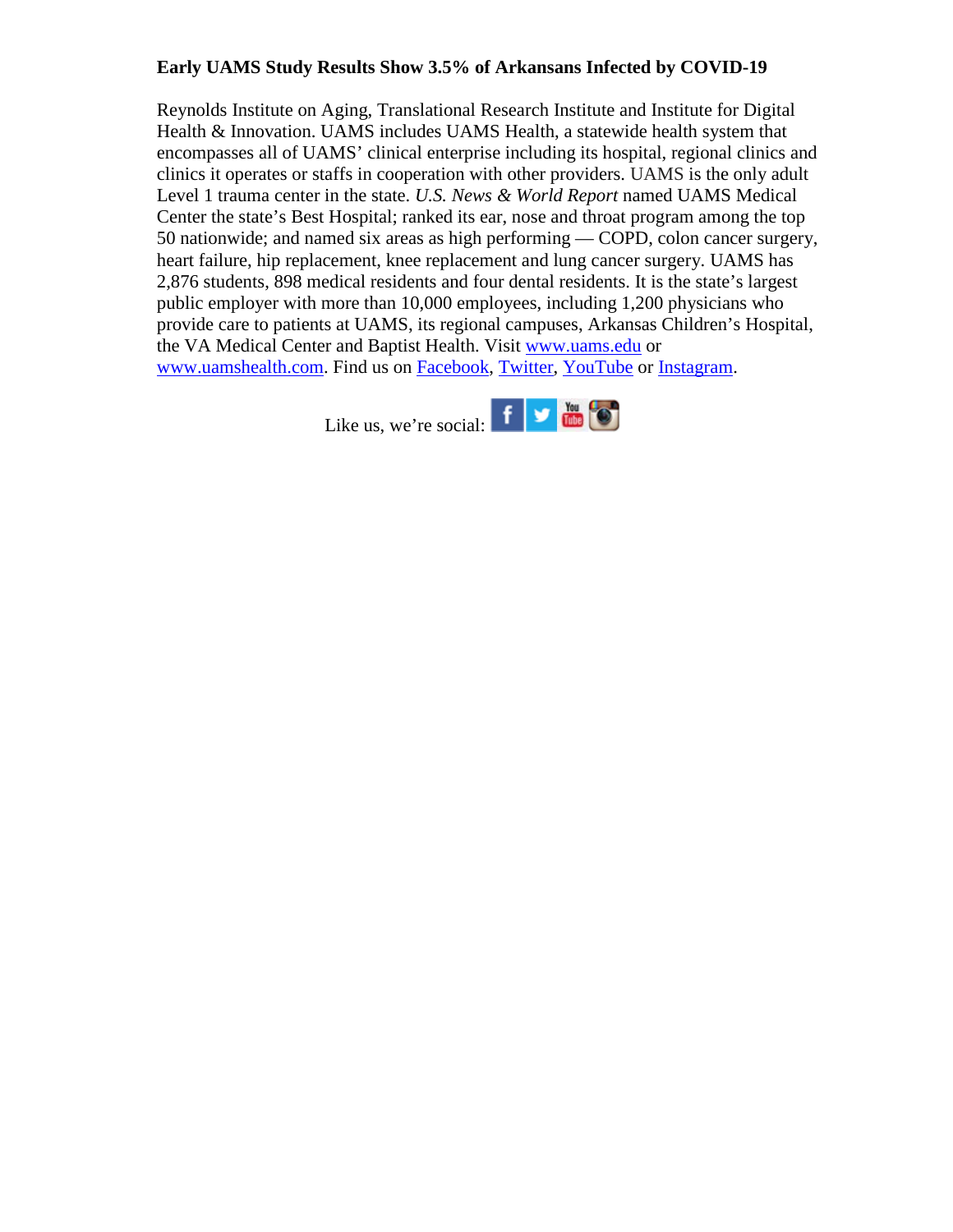Reynolds Institute on Aging, Translational Research Institute and Institute for Digital Health & Innovation. UAMS includes UAMS Health, a statewide health system that encompasses all of UAMS' clinical enterprise including its hospital, regional clinics and clinics it operates or staffs in cooperation with other providers. UAMS is the only adult Level 1 trauma center in the state. *U.S. News & World Report* named UAMS Medical Center the state's Best Hospital; ranked its ear, nose and throat program among the top 50 nationwide; and named six areas as high performing — COPD, colon cancer surgery, heart failure, hip replacement, knee replacement and lung cancer surgery. UAMS has 2,876 students, 898 medical residents and four dental residents. It is the state's largest public employer with more than 10,000 employees, including 1,200 physicians who provide care to patients at UAMS, its regional campuses, Arkansas Children's Hospital, the VA Medical Center and Baptist Health. Visit www.uams.edu or www.uamshealth.com. Find us on Facebook, Twitter, YouTube or Instagram.

Like us, we're social: